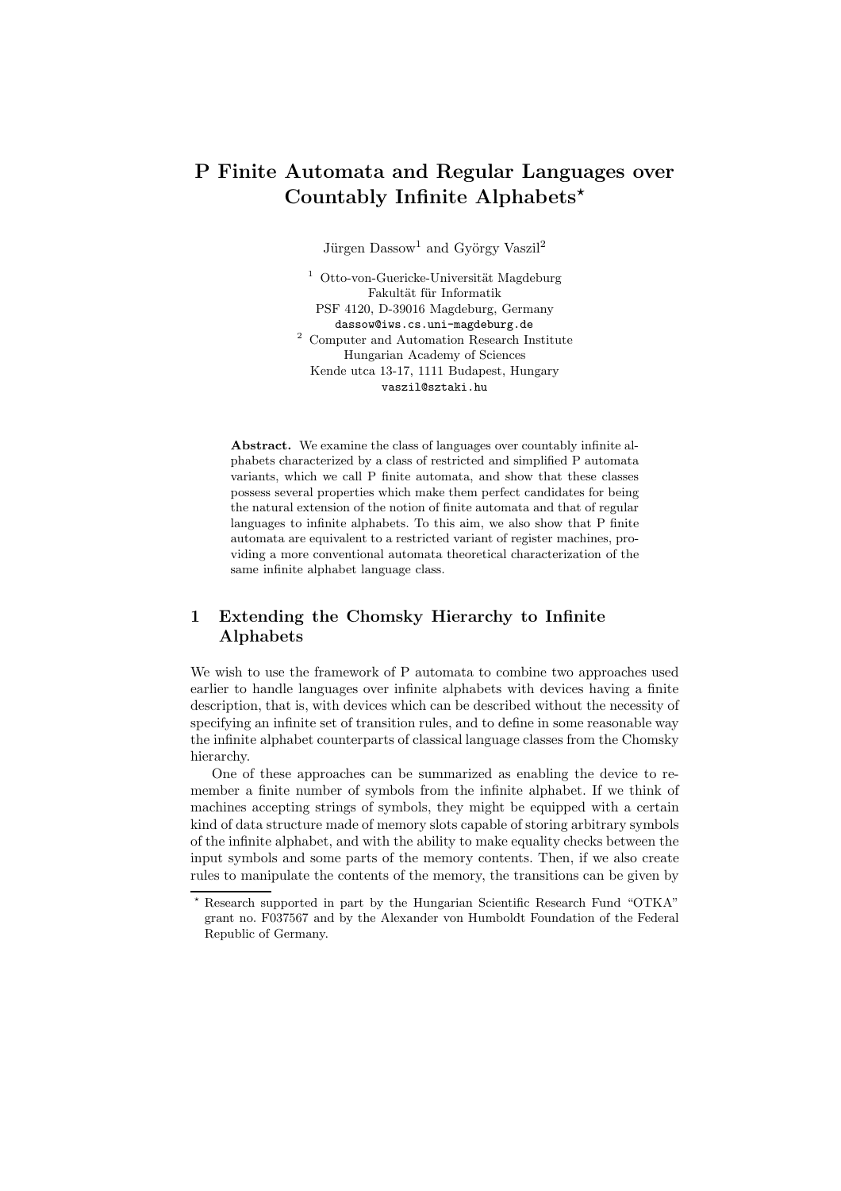# P Finite Automata and Regular Languages over Countably Infinite Alphabets*

Jürgen Dassow[1] and György Vaszil[2]

[1] Otto-von-Guericke-Universität Magdeburg
Fakultät für Informatik
PSF 4120, D-39016 Magdeburg, Germany
dassow@iws.cs.uni-magdeburg.de

[2] Computer and Automation Research Institute
Hungarian Academy of Sciences
Kende utca 13-17, 1111 Budapest, Hungary
vaszil@sztaki.hu

**Abstract.** We examine the class of languages over countably infinite alphabets characterized by a class of restricted and simplified P automata variants, which we call P finite automata, and show that these classes possess several properties which make them perfect candidates for being the natural extension of the notion of finite automata and that of regular languages to infinite alphabets. To this aim, we also show that P finite automata are equivalent to a restricted variant of register machines, providing a more conventional automata theoretical characterization of the same infinite alphabet language class.

## 1 Extending the Chomsky Hierarchy to Infinite Alphabets

We wish to use the framework of P automata to combine two approaches used earlier to handle languages over infinite alphabets with devices having a finite description, that is, with devices which can be described without the necessity of specifying an infinite set of transition rules, and to define in some reasonable way the infinite alphabet counterparts of classical language classes from the Chomsky hierarchy.

One of these approaches can be summarized as enabling the device to remember a finite number of symbols from the infinite alphabet. If we think of machines accepting strings of symbols, they might be equipped with a certain kind of data structure made of memory slots capable of storing arbitrary symbols of the infinite alphabet, and with the ability to make equality checks between the input symbols and some parts of the memory contents. Then, if we also create rules to manipulate the contents of the memory, the transitions can be given by

* Research supported in part by the Hungarian Scientific Research Fund "OTKA" grant no. F037567 and by the Alexander von Humboldt Foundation of the Federal Republic of Germany.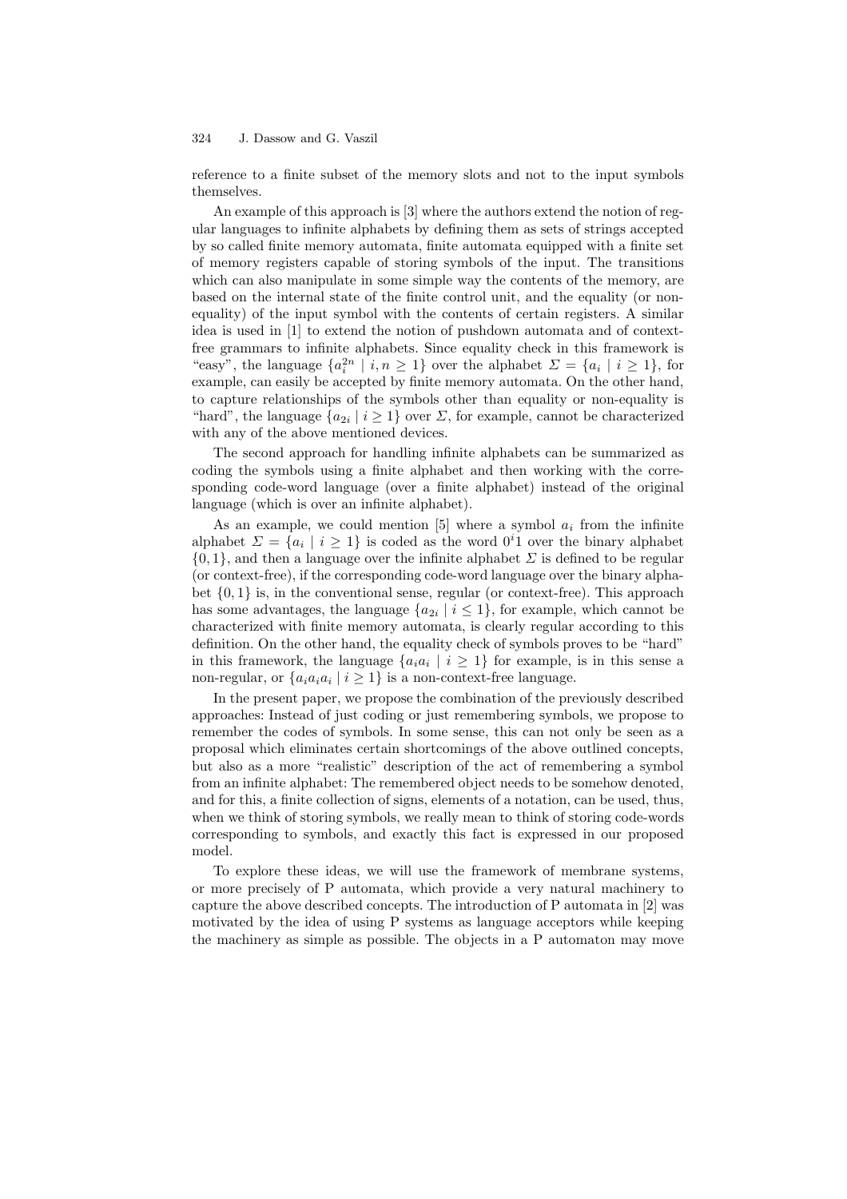reference to a finite subset of the memory slots and not to the input symbols themselves.

An example of this approach is [3] where the authors extend the notion of regular languages to infinite alphabets by defining them as sets of strings accepted by so called finite memory automata, finite automata equipped with a finite set of memory registers capable of storing symbols of the input. The transitions which can also manipulate in some simple way the contents of the memory, are based on the internal state of the finite control unit, and the equality (or non-equality) of the input symbol with the contents of certain registers. A similar idea is used in [1] to extend the notion of pushdown automata and of context-free grammars to infinite alphabets. Since equality check in this framework is "easy", the language $\{a_i^{2n} \mid i, n \geq 1\}$ over the alphabet $\Sigma = \{a_i \mid i \geq 1\}$, for example, can easily be accepted by finite memory automata. On the other hand, to capture relationships of the symbols other than equality or non-equality is "hard", the language $\{a_{2i} \mid i \geq 1\}$ over $\Sigma$, for example, cannot be characterized with any of the above mentioned devices.

The second approach for handling infinite alphabets can be summarized as coding the symbols using a finite alphabet and then working with the corresponding code-word language (over a finite alphabet) instead of the original language (which is over an infinite alphabet).

As an example, we could mention [5] where a symbol $a_i$ from the infinite alphabet $\Sigma = \{a_i \mid i \geq 1\}$ is coded as the word $0^i1$ over the binary alphabet $\{0, 1\}$, and then a language over the infinite alphabet $\Sigma$ is defined to be regular (or context-free), if the corresponding code-word language over the binary alphabet $\{0, 1\}$ is, in the conventional sense, regular (or context-free). This approach has some advantages, the language $\{a_{2i} \mid i \leq 1\}$, for example, which cannot be characterized with finite memory automata, is clearly regular according to this definition. On the other hand, the equality check of symbols proves to be "hard" in this framework, the language $\{a_i a_i \mid i \geq 1\}$ for example, is in this sense a non-regular, or $\{a_i a_i a_i \mid i \geq 1\}$ is a non-context-free language.

In the present paper, we propose the combination of the previously described approaches: Instead of just coding or just remembering symbols, we propose to remember the codes of symbols. In some sense, this can not only be seen as a proposal which eliminates certain shortcomings of the above outlined concepts, but also as a more "realistic" description of the act of remembering a symbol from an infinite alphabet: The remembered object needs to be somehow denoted, and for this, a finite collection of signs, elements of a notation, can be used, thus, when we think of storing symbols, we really mean to think of storing code-words corresponding to symbols, and exactly this fact is expressed in our proposed model.

To explore these ideas, we will use the framework of membrane systems, or more precisely of P automata, which provide a very natural machinery to capture the above described concepts. The introduction of P automata in [2] was motivated by the idea of using P systems as language acceptors while keeping the machinery as simple as possible. The objects in a P automaton may move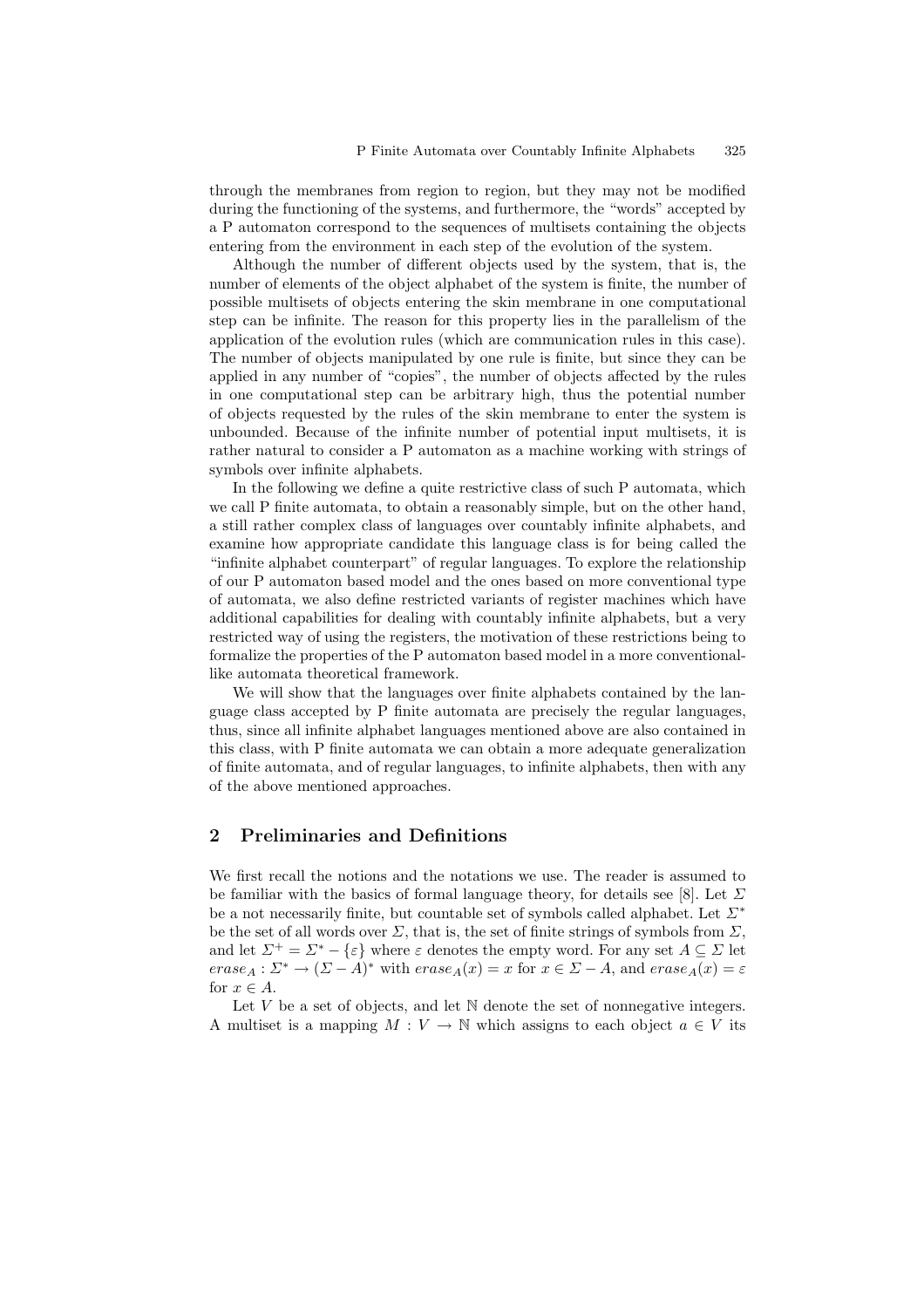through the membranes from region to region, but they may not be modified during the functioning of the systems, and furthermore, the "words" accepted by a P automaton correspond to the sequences of multisets containing the objects entering from the environment in each step of the evolution of the system.

Although the number of different objects used by the system, that is, the number of elements of the object alphabet of the system is finite, the number of possible multisets of objects entering the skin membrane in one computational step can be infinite. The reason for this property lies in the parallelism of the application of the evolution rules (which are communication rules in this case). The number of objects manipulated by one rule is finite, but since they can be applied in any number of "copies", the number of objects affected by the rules in one computational step can be arbitrary high, thus the potential number of objects requested by the rules of the skin membrane to enter the system is unbounded. Because of the infinite number of potential input multisets, it is rather natural to consider a P automaton as a machine working with strings of symbols over infinite alphabets.

In the following we define a quite restrictive class of such P automata, which we call P finite automata, to obtain a reasonably simple, but on the other hand, a still rather complex class of languages over countably infinite alphabets, and examine how appropriate candidate this language class is for being called the "infinite alphabet counterpart" of regular languages. To explore the relationship of our P automaton based model and the ones based on more conventional type of automata, we also define restricted variants of register machines which have additional capabilities for dealing with countably infinite alphabets, but a very restricted way of using the registers, the motivation of these restrictions being to formalize the properties of the P automaton based model in a more conventional-like automata theoretical framework.

We will show that the languages over finite alphabets contained by the language class accepted by P finite automata are precisely the regular languages, thus, since all infinite alphabet languages mentioned above are also contained in this class, with P finite automata we can obtain a more adequate generalization of finite automata, and of regular languages, to infinite alphabets, then with any of the above mentioned approaches.

## 2 Preliminaries and Definitions

We first recall the notions and the notations we use. The reader is assumed to be familiar with the basics of formal language theory, for details see [8]. Let $\Sigma$ be a not necessarily finite, but countable set of symbols called alphabet. Let $\Sigma^*$ be the set of all words over $\Sigma$, that is, the set of finite strings of symbols from $\Sigma$, and let $\Sigma^+ = \Sigma^* - \{\varepsilon\}$ where $\varepsilon$ denotes the empty word. For any set $A \subseteq \Sigma$ let $erase_A : \Sigma^* \to (\Sigma - A)^*$ with $erase_A(x) = x$ for $x \in \Sigma - A$, and $erase_A(x) = \varepsilon$ for $x \in A$.

Let $V$ be a set of objects, and let $\mathbb{N}$ denote the set of nonnegative integers. A multiset is a mapping $M : V \to \mathbb{N}$ which assigns to each object $a \in V$ its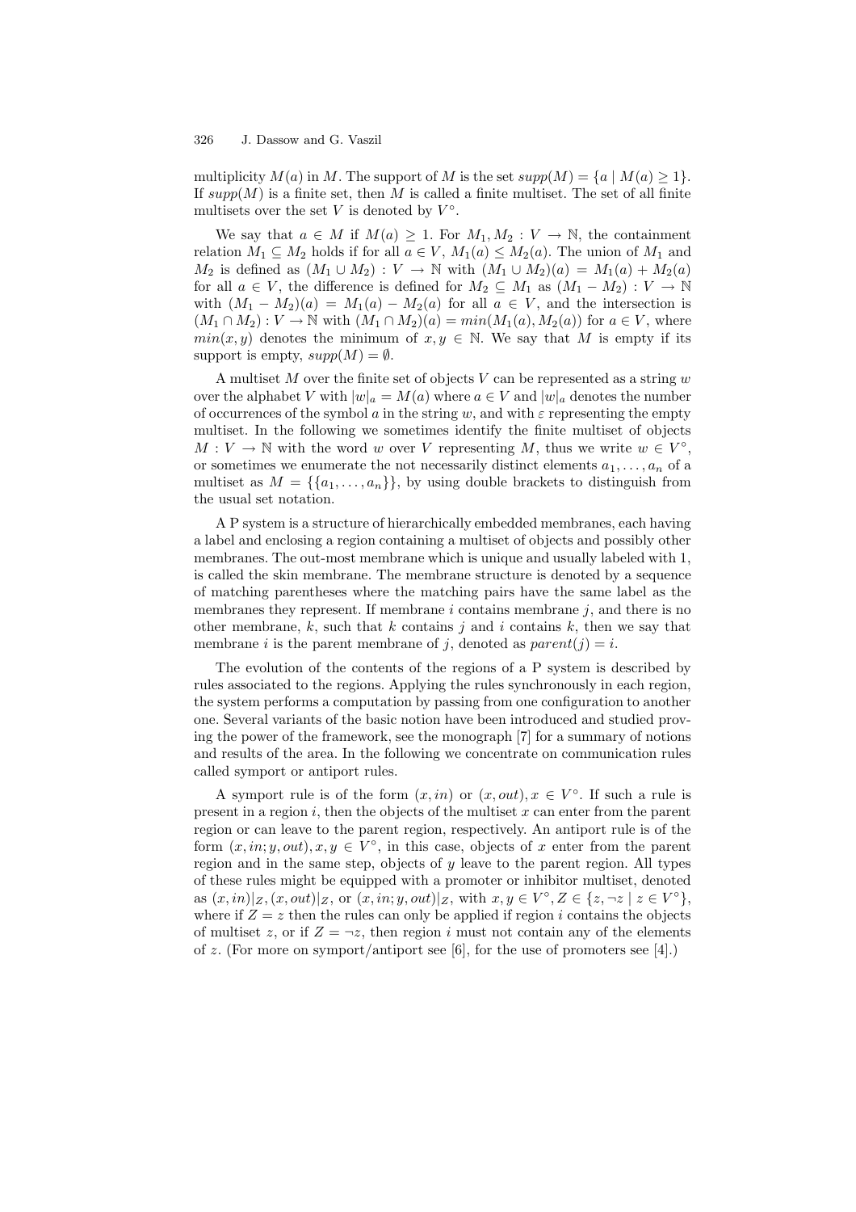multiplicity $M(a)$ in $M$. The support of $M$ is the set $supp(M) = \{a \mid M(a) \geq 1\}$. If $supp(M)$ is a finite set, then $M$ is called a finite multiset. The set of all finite multisets over the set $V$ is denoted by $V^\circ$.

We say that $a \in M$ if $M(a) \geq 1$. For $M_1, M_2 : V \to \mathbb{N}$, the containment relation $M_1 \subseteq M_2$ holds if for all $a \in V$, $M_1(a) \leq M_2(a)$. The union of $M_1$ and $M_2$ is defined as $(M_1 \cup M_2) : V \to \mathbb{N}$ with $(M_1 \cup M_2)(a) = M_1(a) + M_2(a)$ for all $a \in V$, the difference is defined for $M_2 \subseteq M_1$ as $(M_1 - M_2) : V \to \mathbb{N}$ with $(M_1 - M_2)(a) = M_1(a) - M_2(a)$ for all $a \in V$, and the intersection is $(M_1 \cap M_2) : V \to \mathbb{N}$ with $(M_1 \cap M_2)(a) = min(M_1(a), M_2(a))$ for $a \in V$, where $min(x, y)$ denotes the minimum of $x, y \in \mathbb{N}$. We say that $M$ is empty if its support is empty, $supp(M) = \emptyset$.

A multiset $M$ over the finite set of objects $V$ can be represented as a string $w$ over the alphabet $V$ with $|w|_a = M(a)$ where $a \in V$ and $|w|_a$ denotes the number of occurrences of the symbol $a$ in the string $w$, and with $\varepsilon$ representing the empty multiset. In the following we sometimes identify the finite multiset of objects $M : V \to \mathbb{N}$ with the word $w$ over $V$ representing $M$, thus we write $w \in V^\circ$, or sometimes we enumerate the not necessarily distinct elements $a_1, \ldots, a_n$ of a multiset as $M = \{\{a_1, \ldots, a_n\}\}$, by using double brackets to distinguish from the usual set notation.

A P system is a structure of hierarchically embedded membranes, each having a label and enclosing a region containing a multiset of objects and possibly other membranes. The out-most membrane which is unique and usually labeled with 1, is called the skin membrane. The membrane structure is denoted by a sequence of matching parentheses where the matching pairs have the same label as the membranes they represent. If membrane $i$ contains membrane $j$, and there is no other membrane, $k$, such that $k$ contains $j$ and $i$ contains $k$, then we say that membrane $i$ is the parent membrane of $j$, denoted as $parent(j) = i$.

The evolution of the contents of the regions of a P system is described by rules associated to the regions. Applying the rules synchronously in each region, the system performs a computation by passing from one configuration to another one. Several variants of the basic notion have been introduced and studied proving the power of the framework, see the monograph [7] for a summary of notions and results of the area. In the following we concentrate on communication rules called symport or antiport rules.

A symport rule is of the form $(x, in)$ or $(x, out), x \in V^\circ$. If such a rule is present in a region $i$, then the objects of the multiset $x$ can enter from the parent region or can leave to the parent region, respectively. An antiport rule is of the form $(x, in; y, out), x, y \in V^\circ$, in this case, objects of $x$ enter from the parent region and in the same step, objects of $y$ leave to the parent region. All types of these rules might be equipped with a promoter or inhibitor multiset, denoted as $(x, in)|_Z, (x, out)|_Z$, or $(x, in; y, out)|_Z$, with $x, y \in V^\circ, Z \in \{z, \neg z \mid z \in V^\circ\}$, where if $Z = z$ then the rules can only be applied if region $i$ contains the objects of multiset $z$, or if $Z = \neg z$, then region $i$ must not contain any of the elements of $z$. (For more on symport/antiport see [6], for the use of promoters see [4].)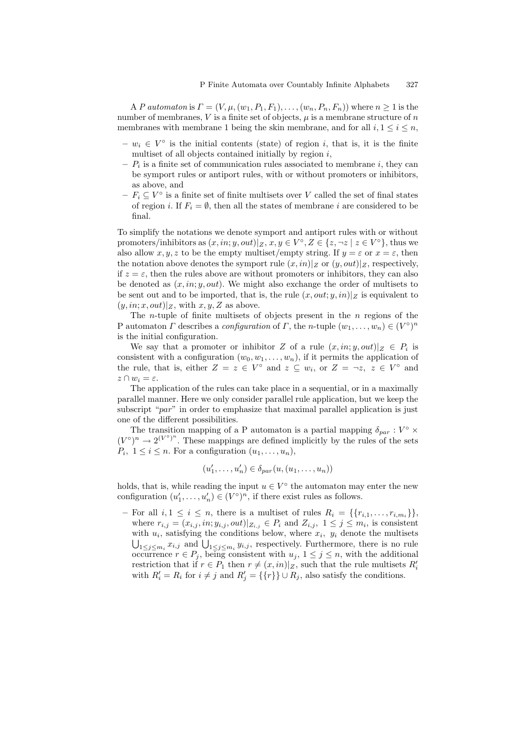A *P automaton* is $\Gamma = (V, \mu, (w_1, P_1, F_1), \ldots, (w_n, P_n, F_n))$ where $n \geq 1$ is the number of membranes, $V$ is a finite set of objects, $\mu$ is a membrane structure of $n$ membranes with membrane 1 being the skin membrane, and for all $i, 1 \leq i \leq n$,

- $w_i \in V^\circ$ is the initial contents (state) of region $i$, that is, it is the finite multiset of all objects contained initially by region $i$,
- $P_i$ is a finite set of communication rules associated to membrane $i$, they can be symport rules or antiport rules, with or without promoters or inhibitors, as above, and
- $F_i \subseteq V^\circ$ is a finite set of finite multisets over $V$ called the set of final states of region $i$. If $F_i = \emptyset$, then all the states of membrane $i$ are considered to be final.

To simplify the notations we denote symport and antiport rules with or without promoters/inhibitors as $(x, in; y, out)|_Z$, $x, y \in V^\circ, Z \in \{z, \neg z \mid z \in V^\circ\}$, thus we also allow $x, y, z$ to be the empty multiset/empty string. If $y = \varepsilon$ or $x = \varepsilon$, then the notation above denotes the symport rule $(x, in)|_Z$ or $(y, out)|_Z$, respectively, if $z = \varepsilon$, then the rules above are without promoters or inhibitors, they can also be denoted as $(x, in; y, out)$. We might also exchange the order of multisets to be sent out and to be imported, that is, the rule $(x, out; y, in)|_Z$ is equivalent to $(y, in; x, out)|_Z$, with $x, y, Z$ as above.

The $n$-tuple of finite multisets of objects present in the $n$ regions of the P automaton $\Gamma$ describes a *configuration* of $\Gamma$, the $n$-tuple $(w_1, \ldots, w_n) \in (V^\circ)^n$ is the initial configuration.

We say that a promoter or inhibitor $Z$ of a rule $(x, in; y, out)|_Z \in P_i$ is consistent with a configuration $(w_0, w_1, \ldots, w_n)$, if it permits the application of the rule, that is, either $Z = z \in V^\circ$ and $z \subseteq w_i$, or $Z = \neg z$, $z \in V^\circ$ and $z \cap w_i = \varepsilon$.

The application of the rules can take place in a sequential, or in a maximally parallel manner. Here we only consider parallel rule application, but we keep the subscript "*par*" in order to emphasize that maximal parallel application is just one of the different possibilities.

The transition mapping of a P automaton is a partial mapping $\delta_{par} : V^\circ \times (V^\circ)^n \rightarrow 2^{(V^\circ)^n}$. These mappings are defined implicitly by the rules of the sets $P_i$, $1 \leq i \leq n$. For a configuration $(u_1, \ldots, u_n)$,

$$(u'_1, \ldots, u'_n) \in \delta_{par}(u, (u_1, \ldots, u_n))$$

holds, that is, while reading the input $u \in V^\circ$ the automaton may enter the new configuration $(u'_1, \ldots, u'_n) \in (V^\circ)^n$, if there exist rules as follows.

- For all $i, 1 \leq i \leq n$, there is a multiset of rules $R_i = \{\{r_{i,1}, \ldots, r_{i,m_i}\}\}$, where $r_{i,j} = (x_{i,j}, in; y_{i,j}, out)|_{Z_{i,j}} \in P_i$ and $Z_{i,j}$, $1 \leq j \leq m_i$, is consistent with $u_i$, satisfying the conditions below, where $x_i$, $y_i$ denote the multisets $\bigcup_{1 \leq j \leq m_i} x_{i,j}$ and $\bigcup_{1 \leq j \leq m_i} y_{i,j}$, respectively. Furthermore, there is no rule occurrence $r \in P_j$, being consistent with $u_j$, $1 \leq j \leq n$, with the additional restriction that if $r \in P_1$ then $r \neq (x, in)|_Z$, such that the rule multisets $R'_i$ with $R'_i = R_i$ for $i \neq j$ and $R'_j = \{\{r\}\} \cup R_j$, also satisfy the conditions.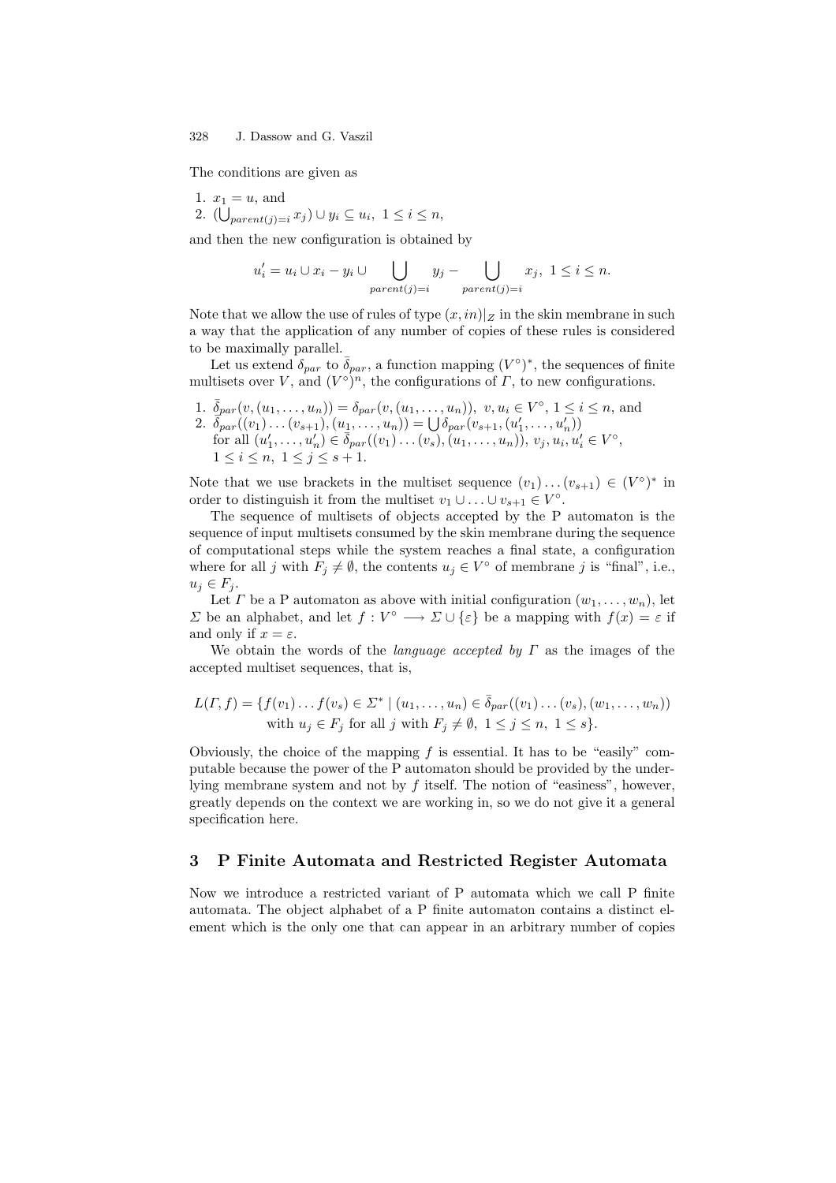The conditions are given as

1. $x_1 = u$, and
2. $(\bigcup_{parent(j)=i} x_j) \cup y_i \subseteq u_i,\ 1 \leq i \leq n$,

and then the new configuration is obtained by

$$u_i' = u_i \cup x_i - y_i \cup \bigcup_{parent(j)=i} y_j - \bigcup_{parent(j)=i} x_j,\ 1 \leq i \leq n.$$

Note that we allow the use of rules of type $(x, in)|_Z$ in the skin membrane in such a way that the application of any number of copies of these rules is considered to be maximally parallel.

Let us extend $\delta_{par}$ to $\bar{\delta}_{par}$, a function mapping $(V^\circ)^*$, the sequences of finite multisets over $V$, and $(V^\circ)^n$, the configurations of $\Gamma$, to new configurations.

1. $\bar{\delta}_{par}(v, (u_1, \ldots, u_n)) = \delta_{par}(v, (u_1, \ldots, u_n)),\ v, u_i \in V^\circ,\ 1 \leq i \leq n$, and
2. $\bar{\delta}_{par}((v_1) \ldots (v_{s+1}), (u_1, \ldots, u_n)) = \bigcup \delta_{par}(v_{s+1}, (u_1', \ldots, u_n'))$ for all $(u_1', \ldots, u_n') \in \bar{\delta}_{par}((v_1) \ldots (v_s), (u_1, \ldots, u_n)),\ v_j, u_i, u_i' \in V^\circ$, $1 \leq i \leq n,\ 1 \leq j \leq s+1$.

Note that we use brackets in the multiset sequence $(v_1) \ldots (v_{s+1}) \in (V^\circ)^*$ in order to distinguish it from the multiset $v_1 \cup \ldots \cup v_{s+1} \in V^\circ$.

The sequence of multisets of objects accepted by the P automaton is the sequence of input multisets consumed by the skin membrane during the sequence of computational steps while the system reaches a final state, a configuration where for all $j$ with $F_j \neq \emptyset$, the contents $u_j \in V^\circ$ of membrane $j$ is "final", i.e., $u_j \in F_j$.

Let $\Gamma$ be a P automaton as above with initial configuration $(w_1, \ldots, w_n)$, let $\Sigma$ be an alphabet, and let $f : V^\circ \longrightarrow \Sigma \cup \{\varepsilon\}$ be a mapping with $f(x) = \varepsilon$ if and only if $x = \varepsilon$.

We obtain the words of the *language accepted by* $\Gamma$ as the images of the accepted multiset sequences, that is,

$$L(\Gamma, f) = \{f(v_1) \ldots f(v_s) \in \Sigma^* \mid (u_1, \ldots, u_n) \in \bar{\delta}_{par}((v_1) \ldots (v_s), (w_1, \ldots, w_n)) \text{ with } u_j \in F_j \text{ for all } j \text{ with } F_j \neq \emptyset,\ 1 \leq j \leq n,\ 1 \leq s\}.$$

Obviously, the choice of the mapping $f$ is essential. It has to be "easily" computable because the power of the P automaton should be provided by the underlying membrane system and not by $f$ itself. The notion of "easiness", however, greatly depends on the context we are working in, so we do not give it a general specification here.

## 3 P Finite Automata and Restricted Register Automata

Now we introduce a restricted variant of P automata which we call P finite automata. The object alphabet of a P finite automaton contains a distinct element which is the only one that can appear in an arbitrary number of copies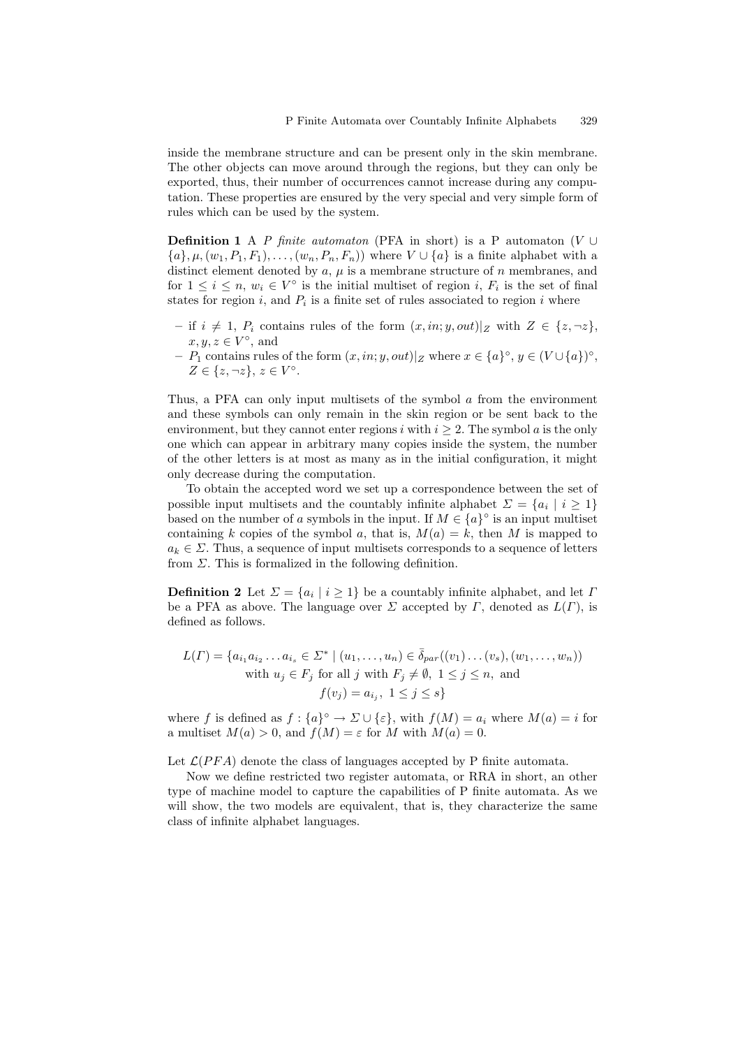inside the membrane structure and can be present only in the skin membrane. The other objects can move around through the regions, but they can only be exported, thus, their number of occurrences cannot increase during any computation. These properties are ensured by the very special and very simple form of rules which can be used by the system.

**Definition 1** A *P finite automaton* (PFA in short) is a P automaton $(V \cup \{a\}, \mu, (w_1, P_1, F_1), \ldots, (w_n, P_n, F_n))$ where $V \cup \{a\}$ is a finite alphabet with a distinct element denoted by $a$, $\mu$ is a membrane structure of $n$ membranes, and for $1 \leq i \leq n$, $w_i \in V^\circ$ is the initial multiset of region $i$, $F_i$ is the set of final states for region $i$, and $P_i$ is a finite set of rules associated to region $i$ where

- if $i \neq 1$, $P_i$ contains rules of the form $(x, in; y, out)|_Z$ with $Z \in \{z, \neg z\}$, $x, y, z \in V^\circ$, and
- $P_1$ contains rules of the form $(x, in; y, out)|_Z$ where $x \in \{a\}^\circ$, $y \in (V \cup \{a\})^\circ$, $Z \in \{z, \neg z\}$, $z \in V^\circ$.

Thus, a PFA can only input multisets of the symbol $a$ from the environment and these symbols can only remain in the skin region or be sent back to the environment, but they cannot enter regions $i$ with $i \geq 2$. The symbol $a$ is the only one which can appear in arbitrary many copies inside the system, the number of the other letters is at most as many as in the initial configuration, it might only decrease during the computation.

To obtain the accepted word we set up a correspondence between the set of possible input multisets and the countably infinite alphabet $\Sigma = \{a_i \mid i \geq 1\}$ based on the number of $a$ symbols in the input. If $M \in \{a\}^\circ$ is an input multiset containing $k$ copies of the symbol $a$, that is, $M(a) = k$, then $M$ is mapped to $a_k \in \Sigma$. Thus, a sequence of input multisets corresponds to a sequence of letters from $\Sigma$. This is formalized in the following definition.

**Definition 2** Let $\Sigma = \{a_i \mid i \geq 1\}$ be a countably infinite alphabet, and let $\Gamma$ be a PFA as above. The language over $\Sigma$ accepted by $\Gamma$, denoted as $L(\Gamma)$, is defined as follows.

$$L(\Gamma) = \{a_{i_1} a_{i_2} \ldots a_{i_s} \in \Sigma^* \mid (u_1, \ldots, u_n) \in \bar{\delta}_{par}((v_1) \ldots (v_s), (w_1, \ldots, w_n)) \text{ with } u_j \in F_j \text{ for all } j \text{ with } F_j \neq \emptyset,\ 1 \leq j \leq n, \text{ and } f(v_j) = a_{i_j},\ 1 \leq j \leq s\}$$

where $f$ is defined as $f : \{a\}^\circ \to \Sigma \cup \{\varepsilon\}$, with $f(M) = a_i$ where $M(a) = i$ for a multiset $M(a) > 0$, and $f(M) = \varepsilon$ for $M$ with $M(a) = 0$.

Let $\mathcal{L}(PFA)$ denote the class of languages accepted by P finite automata.

Now we define restricted two register automata, or RRA in short, an other type of machine model to capture the capabilities of P finite automata. As we will show, the two models are equivalent, that is, they characterize the same class of infinite alphabet languages.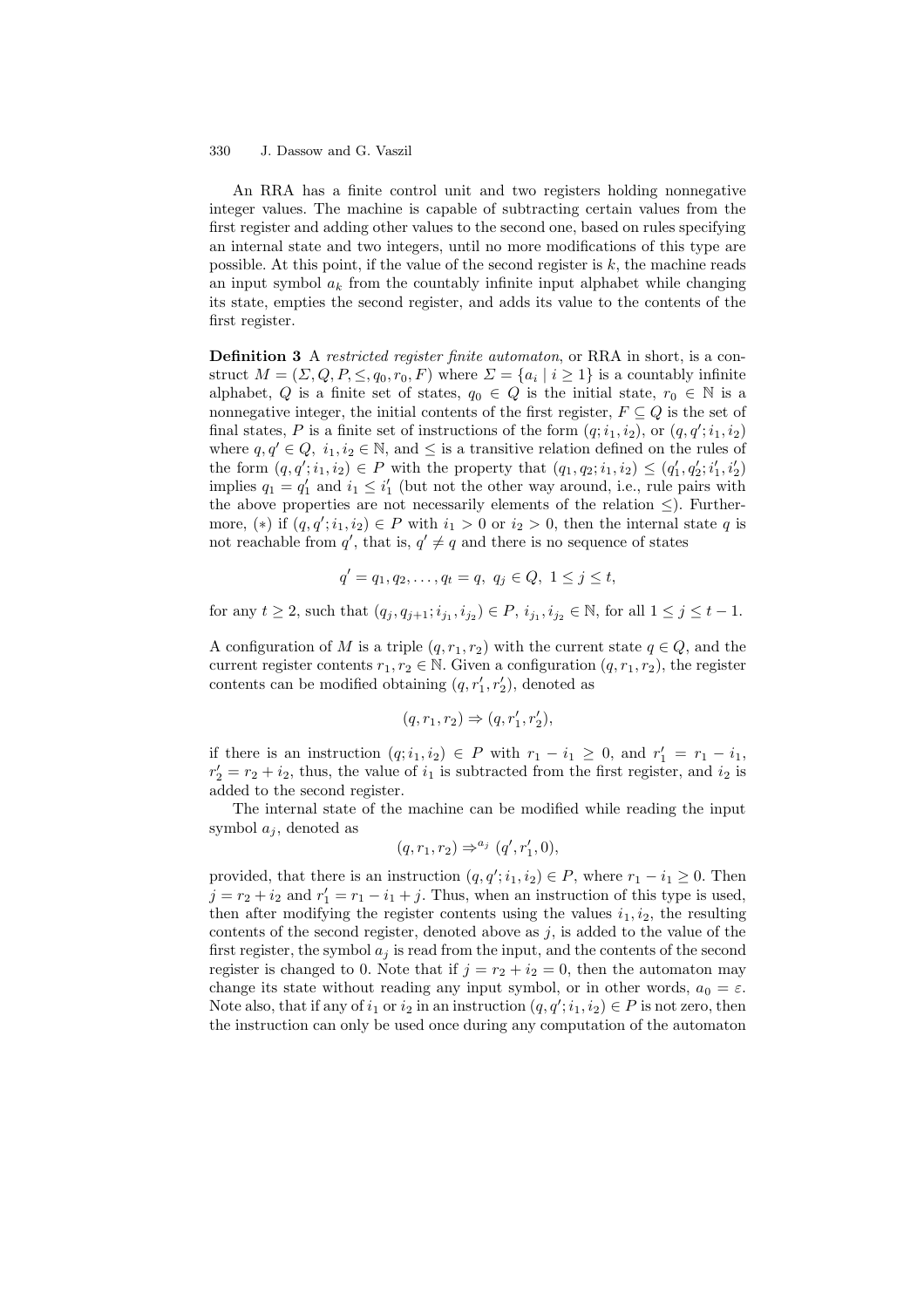An RRA has a finite control unit and two registers holding nonnegative integer values. The machine is capable of subtracting certain values from the first register and adding other values to the second one, based on rules specifying an internal state and two integers, until no more modifications of this type are possible. At this point, if the value of the second register is $k$, the machine reads an input symbol $a_k$ from the countably infinite input alphabet while changing its state, empties the second register, and adds its value to the contents of the first register.

**Definition 3** A *restricted register finite automaton*, or RRA in short, is a construct $M = (\Sigma, Q, P, \leq, q_0, r_0, F)$ where $\Sigma = \{a_i \mid i \geq 1\}$ is a countably infinite alphabet, $Q$ is a finite set of states, $q_0 \in Q$ is the initial state, $r_0 \in \mathbb{N}$ is a nonnegative integer, the initial contents of the first register, $F \subseteq Q$ is the set of final states, $P$ is a finite set of instructions of the form $(q; i_1, i_2)$, or $(q, q'; i_1, i_2)$ where $q, q' \in Q$, $i_1, i_2 \in \mathbb{N}$, and $\leq$ is a transitive relation defined on the rules of the form $(q, q'; i_1, i_2) \in P$ with the property that $(q_1, q_2; i_1, i_2) \leq (q'_1, q'_2; i'_1, i'_2)$ implies $q_1 = q'_1$ and $i_1 \leq i'_1$ (but not the other way around, i.e., rule pairs with the above properties are not necessarily elements of the relation $\leq$). Furthermore, $(*)$ if $(q, q'; i_1, i_2) \in P$ with $i_1 > 0$ or $i_2 > 0$, then the internal state $q$ is not reachable from $q'$, that is, $q' \neq q$ and there is no sequence of states

$$q' = q_1, q_2, \ldots, q_t = q, \ q_j \in Q, \ 1 \leq j \leq t,$$

for any $t \geq 2$, such that $(q_j, q_{j+1}; i_{j_1}, i_{j_2}) \in P$, $i_{j_1}, i_{j_2} \in \mathbb{N}$, for all $1 \leq j \leq t-1$.

A configuration of $M$ is a triple $(q, r_1, r_2)$ with the current state $q \in Q$, and the current register contents $r_1, r_2 \in \mathbb{N}$. Given a configuration $(q, r_1, r_2)$, the register contents can be modified obtaining $(q, r'_1, r'_2)$, denoted as

$$(q, r_1, r_2) \Rightarrow (q, r'_1, r'_2),$$

if there is an instruction $(q; i_1, i_2) \in P$ with $r_1 - i_1 \geq 0$, and $r'_1 = r_1 - i_1$, $r'_2 = r_2 + i_2$, thus, the value of $i_1$ is subtracted from the first register, and $i_2$ is added to the second register.

The internal state of the machine can be modified while reading the input symbol $a_j$, denoted as

$$(q, r_1, r_2) \Rightarrow^{a_j} (q', r'_1, 0),$$

provided, that there is an instruction $(q, q'; i_1, i_2) \in P$, where $r_1 - i_1 \geq 0$. Then $j = r_2 + i_2$ and $r'_1 = r_1 - i_1 + j$. Thus, when an instruction of this type is used, then after modifying the register contents using the values $i_1, i_2$, the resulting contents of the second register, denoted above as $j$, is added to the value of the first register, the symbol $a_j$ is read from the input, and the contents of the second register is changed to 0. Note that if $j = r_2 + i_2 = 0$, then the automaton may change its state without reading any input symbol, or in other words, $a_0 = \varepsilon$. Note also, that if any of $i_1$ or $i_2$ in an instruction $(q, q'; i_1, i_2) \in P$ is not zero, then the instruction can only be used once during any computation of the automaton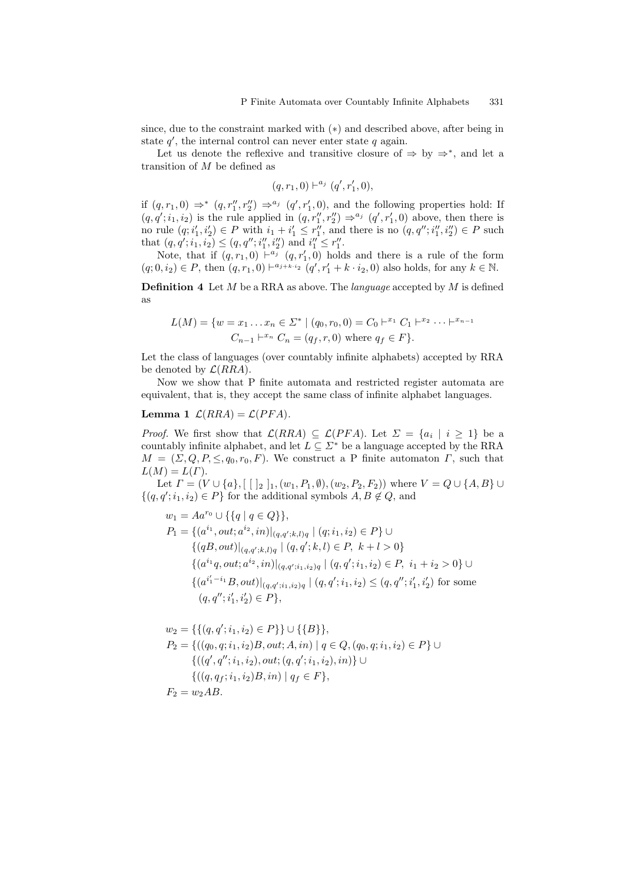since, due to the constraint marked with $(*)$ and described above, after being in state $q'$, the internal control can never enter state $q$ again.

Let us denote the reflexive and transitive closure of $\Rightarrow$ by $\Rightarrow^*$, and let a transition of $M$ be defined as

$$(q, r_1, 0) \vdash^{a_j} (q', r_1', 0),$$

if $(q, r_1, 0) \Rightarrow^* (q, r_1'', r_2'') \Rightarrow^{a_j} (q', r_1', 0)$, and the following properties hold: If $(q, q'; i_1, i_2)$ is the rule applied in $(q, r_1'', r_2'') \Rightarrow^{a_j} (q', r_1', 0)$ above, then there is no rule $(q; i_1', i_2') \in P$ with $i_1 + i_1' \leq r_1''$, and there is no $(q, q''; i_1'', i_2'') \in P$ such that $(q, q'; i_1, i_2) \leq (q, q''; i_1'', i_2'')$ and $i_1'' \leq r_1''$.

Note, that if $(q, r_1, 0) \vdash^{a_j} (q, r_1', 0)$ holds and there is a rule of the form $(q; 0, i_2) \in P$, then $(q, r_1, 0) \vdash^{a_{j+k \cdot i_2}} (q', r_1' + k \cdot i_2, 0)$ also holds, for any $k \in \mathbb{N}$.

**Definition 4** Let $M$ be a RRA as above. The *language* accepted by $M$ is defined as

$$L(M) = \{w = x_1 \dots x_n \in \Sigma^* \mid (q_0, r_0, 0) = C_0 \vdash^{x_1} C_1 \vdash^{x_2} \dots \vdash^{x_{n-1}} C_{n-1} \vdash^{x_n} C_n = (q_f, r, 0) \text{ where } q_f \in F\}.$$

Let the class of languages (over countably infinite alphabets) accepted by RRA be denoted by $\mathcal{L}(RRA)$.

Now we show that P finite automata and restricted register automata are equivalent, that is, they accept the same class of infinite alphabet languages.

**Lemma 1** $\mathcal{L}(RRA) = \mathcal{L}(PFA)$.

*Proof.* We first show that $\mathcal{L}(RRA) \subseteq \mathcal{L}(PFA)$. Let $\Sigma = \{a_i \mid i \geq 1\}$ be a countably infinite alphabet, and let $L \subseteq \Sigma^*$ be a language accepted by the RRA $M = (\Sigma, Q, P, \leq, q_0, r_0, F)$. We construct a P finite automaton $\Gamma$, such that $L(M) = L(\Gamma)$.

Let $\Gamma = (V \cup \{a\}, [\ [\ ]_2\ ]_1, (w_1, P_1, \emptyset), (w_2, P_2, F_2))$ where $V = Q \cup \{A, B\} \cup \{(q, q'; i_1, i_2) \in P\}$ for the additional symbols $A, B \notin Q$, and

$$
\begin{aligned}
w_1 &= Aa^{r_0} \cup \{\{q \mid q \in Q\}\},\\
P_1 &= \{(a^{i_1}, out; a^{i_2}, in)|_{(q,q';k,l)q} \mid (q; i_1, i_2) \in P\} \cup\\
&\quad \{(qB, out)|_{(q,q';k,l)q} \mid (q, q'; k, l) \in P,\ k + l > 0\}\\
&\quad \{(a^{i_1}q, out; a^{i_2}, in)|_{(q,q';i_1,i_2)q} \mid (q, q'; i_1, i_2) \in P,\ i_1 + i_2 > 0\} \cup\\
&\quad \{(a^{i_1' - i_1}B, out)|_{(q,q';i_1,i_2)q} \mid (q, q'; i_1, i_2) \leq (q, q''; i_1', i_2') \text{ for some}\\
&\quad\ (q, q''; i_1', i_2') \in P\},
\end{aligned}
$$

$$
\begin{aligned}
w_2 &= \{\{(q, q'; i_1, i_2) \in P\}\} \cup \{\{B\}\},\\
P_2 &= \{((q_0, q; i_1, i_2)B, out; A, in) \mid q \in Q, (q_0, q; i_1, i_2) \in P\} \cup\\
&\quad \{((q', q''; i_1, i_2), out; (q, q'; i_1, i_2), in)\} \cup\\
&\quad \{((q, q_f; i_1, i_2)B, in) \mid q_f \in F\},\\
F_2 &= w_2 AB.
\end{aligned}
$$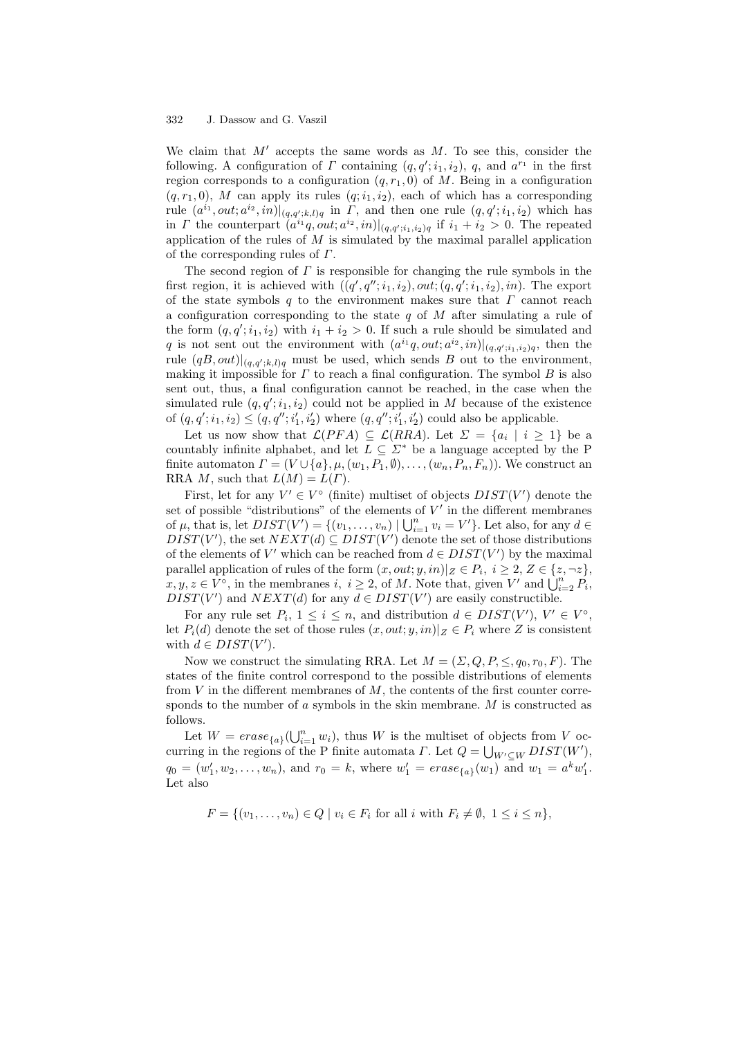We claim that $M'$ accepts the same words as $M$. To see this, consider the following. A configuration of $\Gamma$ containing $(q, q'; i_1, i_2)$, $q$, and $a^{r_1}$ in the first region corresponds to a configuration $(q, r_1, 0)$ of $M$. Being in a configuration $(q, r_1, 0)$, $M$ can apply its rules $(q; i_1, i_2)$, each of which has a corresponding rule $(a^{i_1}, out; a^{i_2}, in)|_{(q,q';k,l)q}$ in $\Gamma$, and then one rule $(q, q'; i_1, i_2)$ which has in $\Gamma$ the counterpart $(a^{i_1}q, out; a^{i_2}, in)|_{(q,q';i_1,i_2)q}$ if $i_1 + i_2 > 0$. The repeated application of the rules of $M$ is simulated by the maximal parallel application of the corresponding rules of $\Gamma$.

The second region of $\Gamma$ is responsible for changing the rule symbols in the first region, it is achieved with $((q', q''; i_1, i_2), out; (q, q'; i_1, i_2), in)$. The export of the state symbols $q$ to the environment makes sure that $\Gamma$ cannot reach a configuration corresponding to the state $q$ of $M$ after simulating a rule of the form $(q, q'; i_1, i_2)$ with $i_1 + i_2 > 0$. If such a rule should be simulated and $q$ is not sent out the environment with $(a^{i_1}q, out; a^{i_2}, in)|_{(q,q';i_1,i_2)q}$, then the rule $(qB, out)|_{(q,q';k,l)q}$ must be used, which sends $B$ out to the environment, making it impossible for $\Gamma$ to reach a final configuration. The symbol $B$ is also sent out, thus, a final configuration cannot be reached, in the case when the simulated rule $(q, q'; i_1, i_2)$ could not be applied in $M$ because of the existence of $(q, q'; i_1, i_2) \leq (q, q''; i'_1, i'_2)$ where $(q, q''; i'_1, i'_2)$ could also be applicable.

Let us now show that $\mathcal{L}(PFA) \subseteq \mathcal{L}(RRA)$. Let $\Sigma = \{a_i \mid i \geq 1\}$ be a countably infinite alphabet, and let $L \subseteq \Sigma^*$ be a language accepted by the P finite automaton $\Gamma = (V \cup \{a\}, \mu, (w_1, P_1, \emptyset), \ldots, (w_n, P_n, F_n))$. We construct an RRA $M$, such that $L(M) = L(\Gamma)$.

First, let for any $V' \in V^\circ$ (finite) multiset of objects $DIST(V')$ denote the set of possible "distributions" of the elements of $V'$ in the different membranes of $\mu$, that is, let $DIST(V') = \{(v_1, \ldots, v_n) \mid \bigcup_{i=1}^n v_i = V'\}$. Let also, for any $d \in DIST(V')$, the set $NEXT(d) \subseteq DIST(V')$ denote the set of those distributions of the elements of $V'$ which can be reached from $d \in DIST(V')$ by the maximal parallel application of rules of the form $(x, out; y, in)|_Z \in P_i$, $i \geq 2$, $Z \in \{z, \neg z\}$, $x, y, z \in V^\circ$, in the membranes $i$, $i \geq 2$, of $M$. Note that, given $V'$ and $\bigcup_{i=2}^n P_i$, $DIST(V')$ and $NEXT(d)$ for any $d \in DIST(V')$ are easily constructible.

For any rule set $P_i$, $1 \leq i \leq n$, and distribution $d \in DIST(V')$, $V' \in V^\circ$, let $P_i(d)$ denote the set of those rules $(x, out; y, in)|_Z \in P_i$ where $Z$ is consistent with $d \in DIST(V')$.

Now we construct the simulating RRA. Let $M = (\Sigma, Q, P, \leq, q_0, r_0, F)$. The states of the finite control correspond to the possible distributions of elements from $V$ in the different membranes of $M$, the contents of the first counter corresponds to the number of $a$ symbols in the skin membrane. $M$ is constructed as follows.

Let $W = erase_{\{a\}}(\bigcup_{i=1}^n w_i)$, thus $W$ is the multiset of objects from $V$ occurring in the regions of the P finite automata $\Gamma$. Let $Q = \bigcup_{W' \subseteq W} DIST(W')$, $q_0 = (w'_1, w_2, \ldots, w_n)$, and $r_0 = k$, where $w'_1 = erase_{\{a\}}(w_1)$ and $w_1 = a^k w'_1$. Let also

$$F = \{(v_1, \ldots, v_n) \in Q \mid v_i \in F_i \text{ for all } i \text{ with } F_i \neq \emptyset,\ 1 \leq i \leq n\},$$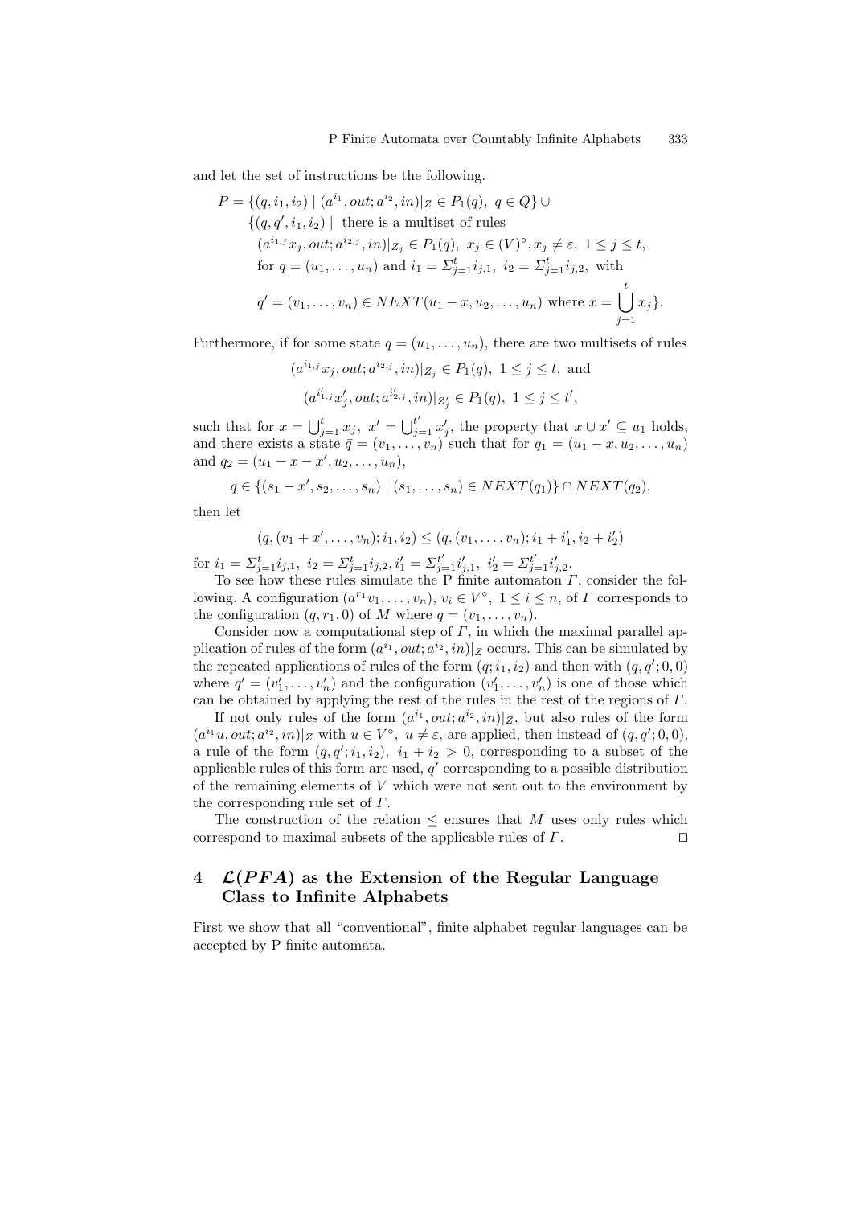and let the set of instructions be the following.

$$
\begin{aligned}
P = \{ & (q, i_1, i_2) \mid (a^{i_1}, out; a^{i_2}, in)|_Z \in P_1(q),\ q \in Q\} \cup \\
\{ & (q, q', i_1, i_2) \mid \text{ there is a multiset of rules} \\
& (a^{i_{1,j}} x_j, out; a^{i_{2,j}}, in)|_{Z_j} \in P_1(q),\ x_j \in (V)^\circ, x_j \neq \varepsilon,\ 1 \leq j \leq t, \\
& \text{for } q = (u_1, \ldots, u_n) \text{ and } i_1 = \Sigma_{j=1}^t i_{j,1},\ i_2 = \Sigma_{j=1}^t i_{j,2}, \text{ with} \\
& q' = (v_1, \ldots, v_n) \in NEXT(u_1 - x, u_2, \ldots, u_n) \text{ where } x = \bigcup_{j=1}^t x_j \}.
\end{aligned}
$$

Furthermore, if for some state $q = (u_1, \ldots, u_n)$, there are two multisets of rules

$$
(a^{i_{1,j}} x_j, out; a^{i_{2,j}}, in)|_{Z_j} \in P_1(q),\ 1 \leq j \leq t, \text{ and}
$$

$$
(a^{i'_{1,j}} x'_j, out; a^{i'_{2,j}}, in)|_{Z'_j} \in P_1(q),\ 1 \leq j \leq t',
$$

such that for $x = \bigcup_{j=1}^t x_j,\ x' = \bigcup_{j=1}^{t'} x'_j$, the property that $x \cup x' \subseteq u_1$ holds, and there exists a state $\bar{q} = (v_1, \ldots, v_n)$ such that for $q_1 = (u_1 - x, u_2, \ldots, u_n)$ and $q_2 = (u_1 - x - x', u_2, \ldots, u_n)$,

$$
\bar{q} \in \{(s_1 - x', s_2, \ldots, s_n) \mid (s_1, \ldots, s_n) \in NEXT(q_1)\} \cap NEXT(q_2),
$$

then let

$$
(q, (v_1 + x', \ldots, v_n); i_1, i_2) \leq (q, (v_1, \ldots, v_n); i_1 + i'_1, i_2 + i'_2)
$$

for $i_1 = \Sigma_{j=1}^t i_{j,1},\ i_2 = \Sigma_{j=1}^t i_{j,2}, i'_1 = \Sigma_{j=1}^{t'} i'_{j,1},\ i'_2 = \Sigma_{j=1}^{t'} i'_{j,2}$.

To see how these rules simulate the P finite automaton $\Gamma$, consider the following. A configuration $(a^{r_1} v_1, \ldots, v_n)$, $v_i \in V^\circ$, $1 \leq i \leq n$, of $\Gamma$ corresponds to the configuration $(q, r_1, 0)$ of $M$ where $q = (v_1, \ldots, v_n)$.

Consider now a computational step of $\Gamma$, in which the maximal parallel application of rules of the form $(a^{i_1}, out; a^{i_2}, in)|_Z$ occurs. This can be simulated by the repeated applications of rules of the form $(q; i_1, i_2)$ and then with $(q, q'; 0, 0)$ where $q' = (v'_1, \ldots, v'_n)$ and the configuration $(v'_1, \ldots, v'_n)$ is one of those which can be obtained by applying the rest of the rules in the rest of the regions of $\Gamma$.

If not only rules of the form $(a^{i_1}, out; a^{i_2}, in)|_Z$, but also rules of the form $(a^{i_1} u, out; a^{i_2}, in)|_Z$ with $u \in V^\circ,\ u \neq \varepsilon$, are applied, then instead of $(q, q'; 0, 0)$, a rule of the form $(q, q'; i_1, i_2)$, $i_1 + i_2 > 0$, corresponding to a subset of the applicable rules of this form are used, $q'$ corresponding to a possible distribution of the remaining elements of $V$ which were not sent out to the environment by the corresponding rule set of $\Gamma$.

The construction of the relation $\leq$ ensures that $M$ uses only rules which correspond to maximal subsets of the applicable rules of $\Gamma$. $\square$

## 4 $\mathcal{L}(PFA)$ as the Extension of the Regular Language Class to Infinite Alphabets

First we show that all "conventional", finite alphabet regular languages can be accepted by P finite automata.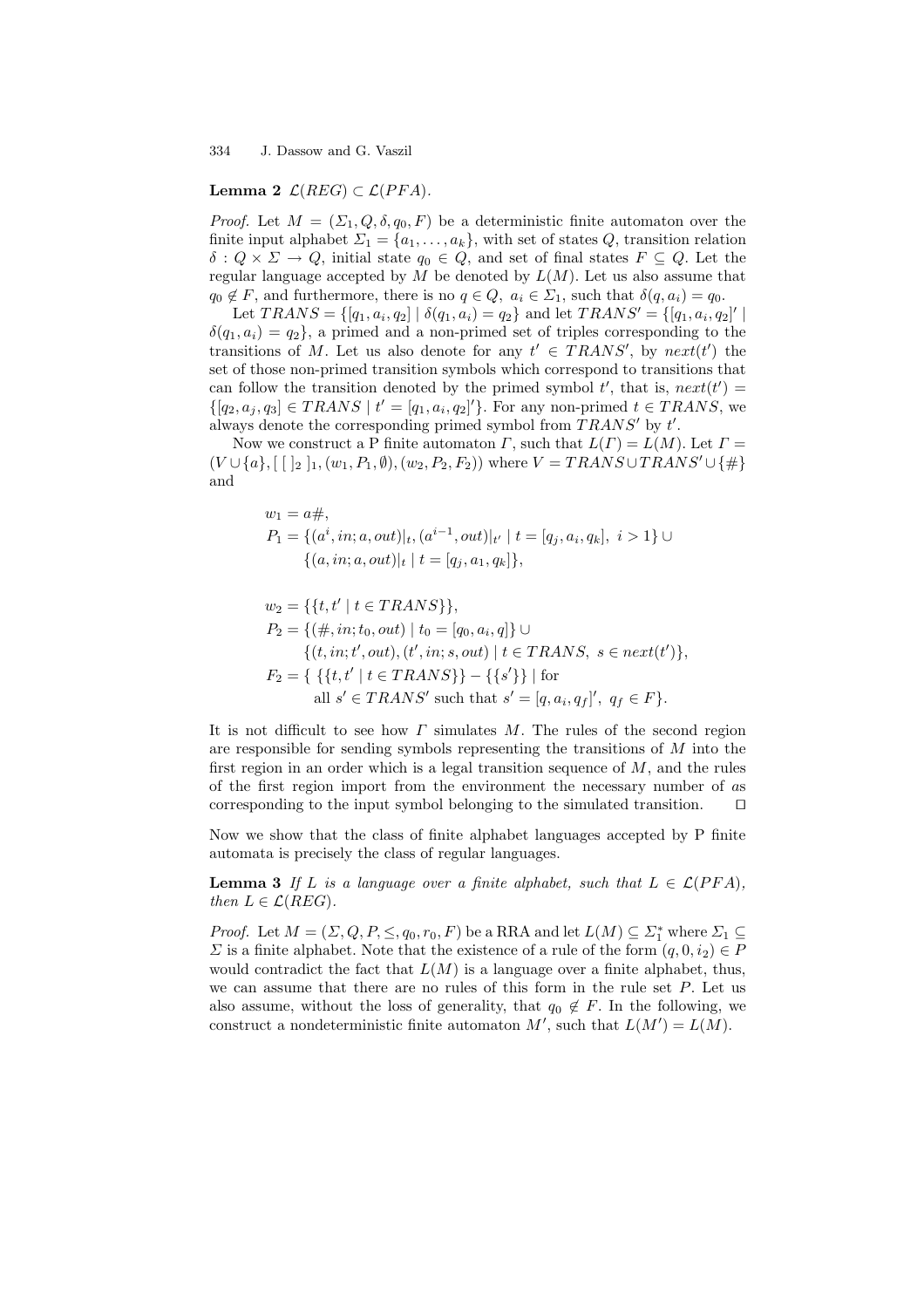**Lemma 2** $\mathcal{L}(REG) \subset \mathcal{L}(PFA)$.

*Proof.* Let $M = (\Sigma_1, Q, \delta, q_0, F)$ be a deterministic finite automaton over the finite input alphabet $\Sigma_1 = \{a_1, \ldots, a_k\}$, with set of states $Q$, transition relation $\delta : Q \times \Sigma \to Q$, initial state $q_0 \in Q$, and set of final states $F \subseteq Q$. Let the regular language accepted by $M$ be denoted by $L(M)$. Let us also assume that $q_0 \notin F$, and furthermore, there is no $q \in Q,\ a_i \in \Sigma_1$, such that $\delta(q, a_i) = q_0$.

Let $TRANS = \{[q_1, a_i, q_2] \mid \delta(q_1, a_i) = q_2\}$ and let $TRANS' = \{[q_1, a_i, q_2]' \mid \delta(q_1, a_i) = q_2\}$, a primed and a non-primed set of triples corresponding to the transitions of $M$. Let us also denote for any $t' \in TRANS'$, by $next(t')$ the set of those non-primed transition symbols which correspond to transitions that can follow the transition denoted by the primed symbol $t'$, that is, $next(t') = \{[q_2, a_j, q_3] \in TRANS \mid t' = [q_1, a_i, q_2]'\}$. For any non-primed $t \in TRANS$, we always denote the corresponding primed symbol from $TRANS'$ by $t'$.

Now we construct a P finite automaton $\Gamma$, such that $L(\Gamma) = L(M)$. Let $\Gamma = (V \cup \{a\}, [\ [\ ]_2\ ]_1, (w_1, P_1, \emptyset), (w_2, P_2, F_2))$ where $V = TRANS \cup TRANS' \cup \{\#\}$ and

$$
\begin{aligned}
w_1 &= a\#,\\
P_1 &= \{(a^i, in; a, out)|_t, (a^{i-1}, out)|_{t'} \mid t = [q_j, a_i, q_k],\ i > 1\} \cup\\
&\quad\ \{(a, in; a, out)|_t \mid t = [q_j, a_1, q_k]\},
\end{aligned}
$$

$$
\begin{aligned}
w_2 &= \{\{t, t' \mid t \in TRANS\}\},\\
P_2 &= \{(\#, in; t_0, out) \mid t_0 = [q_0, a_i, q]\} \cup\\
&\quad\ \{(t, in; t', out), (t', in; s, out) \mid t \in TRANS,\ s \in next(t')\},\\
F_2 &= \{\ \{\{t, t' \mid t \in TRANS\}\} - \{\{s'\}\} \mid \text{for}\\
&\quad\ \ \text{all } s' \in TRANS' \text{ such that } s' = [q, a_i, q_f]',\ q_f \in F\}.
\end{aligned}
$$

It is not difficult to see how $\Gamma$ simulates $M$. The rules of the second region are responsible for sending symbols representing the transitions of $M$ into the first region in an order which is a legal transition sequence of $M$, and the rules of the first region import from the environment the necessary number of $a$s corresponding to the input symbol belonging to the simulated transition. $\square$

Now we show that the class of finite alphabet languages accepted by P finite automata is precisely the class of regular languages.

**Lemma 3** *If $L$ is a language over a finite alphabet, such that $L \in \mathcal{L}(PFA)$, then $L \in \mathcal{L}(REG)$.*

*Proof.* Let $M = (\Sigma, Q, P, \leq, q_0, r_0, F)$ be a RRA and let $L(M) \subseteq \Sigma_1^*$ where $\Sigma_1 \subseteq \Sigma$ is a finite alphabet. Note that the existence of a rule of the form $(q, 0, i_2) \in P$ would contradict the fact that $L(M)$ is a language over a finite alphabet, thus, we can assume that there are no rules of this form in the rule set $P$. Let us also assume, without the loss of generality, that $q_0 \notin F$. In the following, we construct a nondeterministic finite automaton $M'$, such that $L(M') = L(M)$.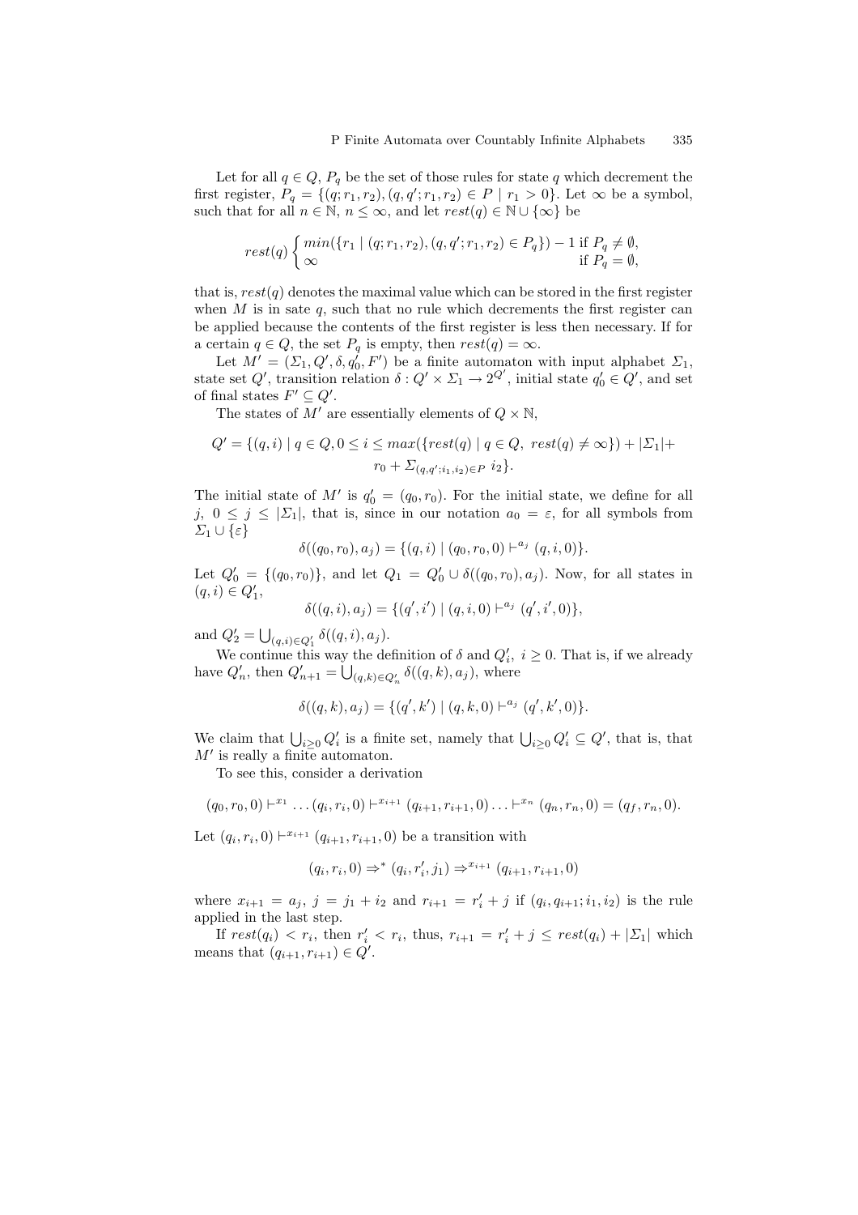Let for all $q \in Q$, $P_q$ be the set of those rules for state $q$ which decrement the first register, $P_q = \{(q; r_1, r_2), (q, q'; r_1, r_2) \in P \mid r_1 > 0\}$. Let $\infty$ be a symbol, such that for all $n \in \mathbb{N}$, $n \leq \infty$, and let $rest(q) \in \mathbb{N} \cup \{\infty\}$ be

$$rest(q) \begin{cases} min(\{r_1 \mid (q; r_1, r_2), (q, q'; r_1, r_2) \in P_q\}) - 1 & \text{if } P_q \neq \emptyset, \\ \infty & \text{if } P_q = \emptyset, \end{cases}$$

that is, $rest(q)$ denotes the maximal value which can be stored in the first register when $M$ is in sate $q$, such that no rule which decrements the first register can be applied because the contents of the first register is less then necessary. If for a certain $q \in Q$, the set $P_q$ is empty, then $rest(q) = \infty$.

Let $M' = (\Sigma_1, Q', \delta, q_0', F')$ be a finite automaton with input alphabet $\Sigma_1$, state set $Q'$, transition relation $\delta : Q' \times \Sigma_1 \to 2^{Q'}$, initial state $q_0' \in Q'$, and set of final states $F' \subseteq Q'$.

The states of $M'$ are essentially elements of $Q \times \mathbb{N}$,

$$Q' = \{(q, i) \mid q \in Q, 0 \leq i \leq max(\{rest(q) \mid q \in Q,\ rest(q) \neq \infty\}) + |\Sigma_1| + r_0 + \Sigma_{(q,q';i_1,i_2) \in P}\ i_2\}.$$

The initial state of $M'$ is $q_0' = (q_0, r_0)$. For the initial state, we define for all $j$, $0 \leq j \leq |\Sigma_1|$, that is, since in our notation $a_0 = \varepsilon$, for all symbols from $\Sigma_1 \cup \{\varepsilon\}$

$$\delta((q_0, r_0), a_j) = \{(q, i) \mid (q_0, r_0, 0) \vdash^{a_j} (q, i, 0)\}.$$

Let $Q_0' = \{(q_0, r_0)\}$, and let $Q_1 = Q_0' \cup \delta((q_0, r_0), a_j)$. Now, for all states in $(q, i) \in Q_1'$,

$$\delta((q, i), a_j) = \{(q', i') \mid (q, i, 0) \vdash^{a_j} (q', i', 0)\},$$

and $Q_2' = \bigcup_{(q,i) \in Q_1'} \delta((q, i), a_j)$.

We continue this way the definition of $\delta$ and $Q_i'$, $i \geq 0$. That is, if we already have $Q_n'$, then $Q_{n+1}' = \bigcup_{(q,k) \in Q_n'} \delta((q, k), a_j)$, where

$$\delta((q, k), a_j) = \{(q', k') \mid (q, k, 0) \vdash^{a_j} (q', k', 0)\}.$$

We claim that $\bigcup_{i \geq 0} Q_i'$ is a finite set, namely that $\bigcup_{i \geq 0} Q_i' \subseteq Q'$, that is, that $M'$ is really a finite automaton.

To see this, consider a derivation

$$(q_0, r_0, 0) \vdash^{x_1} \ldots (q_i, r_i, 0) \vdash^{x_{i+1}} (q_{i+1}, r_{i+1}, 0) \ldots \vdash^{x_n} (q_n, r_n, 0) = (q_f, r_n, 0).$$

Let $(q_i, r_i, 0) \vdash^{x_{i+1}} (q_{i+1}, r_{i+1}, 0)$ be a transition with

$$(q_i, r_i, 0) \Rightarrow^* (q_i, r_i', j_1) \Rightarrow^{x_{i+1}} (q_{i+1}, r_{i+1}, 0)$$

where $x_{i+1} = a_j$, $j = j_1 + i_2$ and $r_{i+1} = r_i' + j$ if $(q_i, q_{i+1}; i_1, i_2)$ is the rule applied in the last step.

If $rest(q_i) < r_i$, then $r_i' < r_i$, thus, $r_{i+1} = r_i' + j \leq rest(q_i) + |\Sigma_1|$ which means that $(q_{i+1}, r_{i+1}) \in Q'$.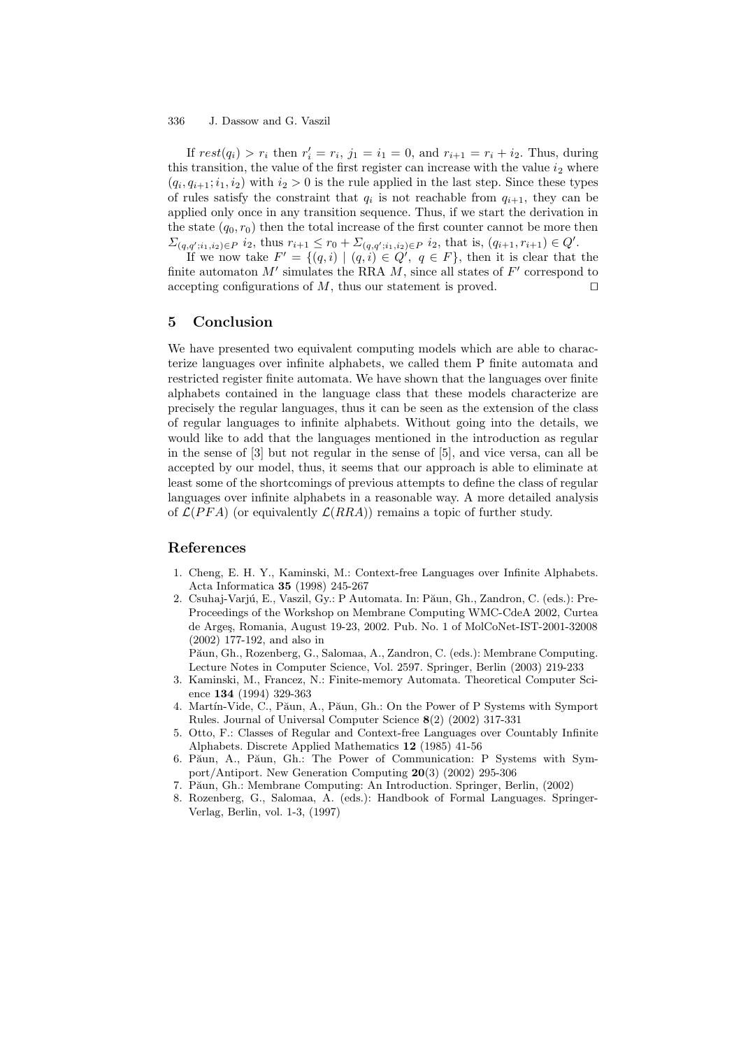If $rest(q_i) > r_i$ then $r'_i = r_i$, $j_1 = i_1 = 0$, and $r_{i+1} = r_i + i_2$. Thus, during this transition, the value of the first register can increase with the value $i_2$ where $(q_i, q_{i+1}; i_1, i_2)$ with $i_2 > 0$ is the rule applied in the last step. Since these types of rules satisfy the constraint that $q_i$ is not reachable from $q_{i+1}$, they can be applied only once in any transition sequence. Thus, if we start the derivation in the state $(q_0, r_0)$ then the total increase of the first counter cannot be more then $\Sigma_{(q,q';i_1,i_2)\in P}\ i_2$, thus $r_{i+1} \leq r_0 + \Sigma_{(q,q';i_1,i_2)\in P}\ i_2$, that is, $(q_{i+1}, r_{i+1}) \in Q'$.

If we now take $F' = \{(q,i) \mid (q,i) \in Q',\ q \in F\}$, then it is clear that the finite automaton $M'$ simulates the RRA $M$, since all states of $F'$ correspond to accepting configurations of $M$, thus our statement is proved. □

## 5 Conclusion

We have presented two equivalent computing models which are able to characterize languages over infinite alphabets, we called them P finite automata and restricted register finite automata. We have shown that the languages over finite alphabets contained in the language class that these models characterize are precisely the regular languages, thus it can be seen as the extension of the class of regular languages to infinite alphabets. Without going into the details, we would like to add that the languages mentioned in the introduction as regular in the sense of [3] but not regular in the sense of [5], and vice versa, can all be accepted by our model, thus, it seems that our approach is able to eliminate at least some of the shortcomings of previous attempts to define the class of regular languages over infinite alphabets in a reasonable way. A more detailed analysis of $\mathcal{L}(PFA)$ (or equivalently $\mathcal{L}(RRA)$) remains a topic of further study.

## References

1. Cheng, E. H. Y., Kaminski, M.: Context-free Languages over Infinite Alphabets. Acta Informatica **35** (1998) 245-267
2. Csuhaj-Varjú, E., Vaszil, Gy.: P Automata. In: Păun, Gh., Zandron, C. (eds.): Pre-Proceedings of the Workshop on Membrane Computing WMC-CdeA 2002, Curtea de Argeş, Romania, August 19-23, 2002. Pub. No. 1 of MolCoNet-IST-2001-32008 (2002) 177-192, and also in Păun, Gh., Rozenberg, G., Salomaa, A., Zandron, C. (eds.): Membrane Computing. Lecture Notes in Computer Science, Vol. 2597. Springer, Berlin (2003) 219-233
3. Kaminski, M., Francez, N.: Finite-memory Automata. Theoretical Computer Science **134** (1994) 329-363
4. Martín-Vide, C., Păun, A., Păun, Gh.: On the Power of P Systems with Symport Rules. Journal of Universal Computer Science **8**(2) (2002) 317-331
5. Otto, F.: Classes of Regular and Context-free Languages over Countably Infinite Alphabets. Discrete Applied Mathematics **12** (1985) 41-56
6. Păun, A., Păun, Gh.: The Power of Communication: P Systems with Symport/Antiport. New Generation Computing **20**(3) (2002) 295-306
7. Păun, Gh.: Membrane Computing: An Introduction. Springer, Berlin, (2002)
8. Rozenberg, G., Salomaa, A. (eds.): Handbook of Formal Languages. Springer-Verlag, Berlin, vol. 1-3, (1997)